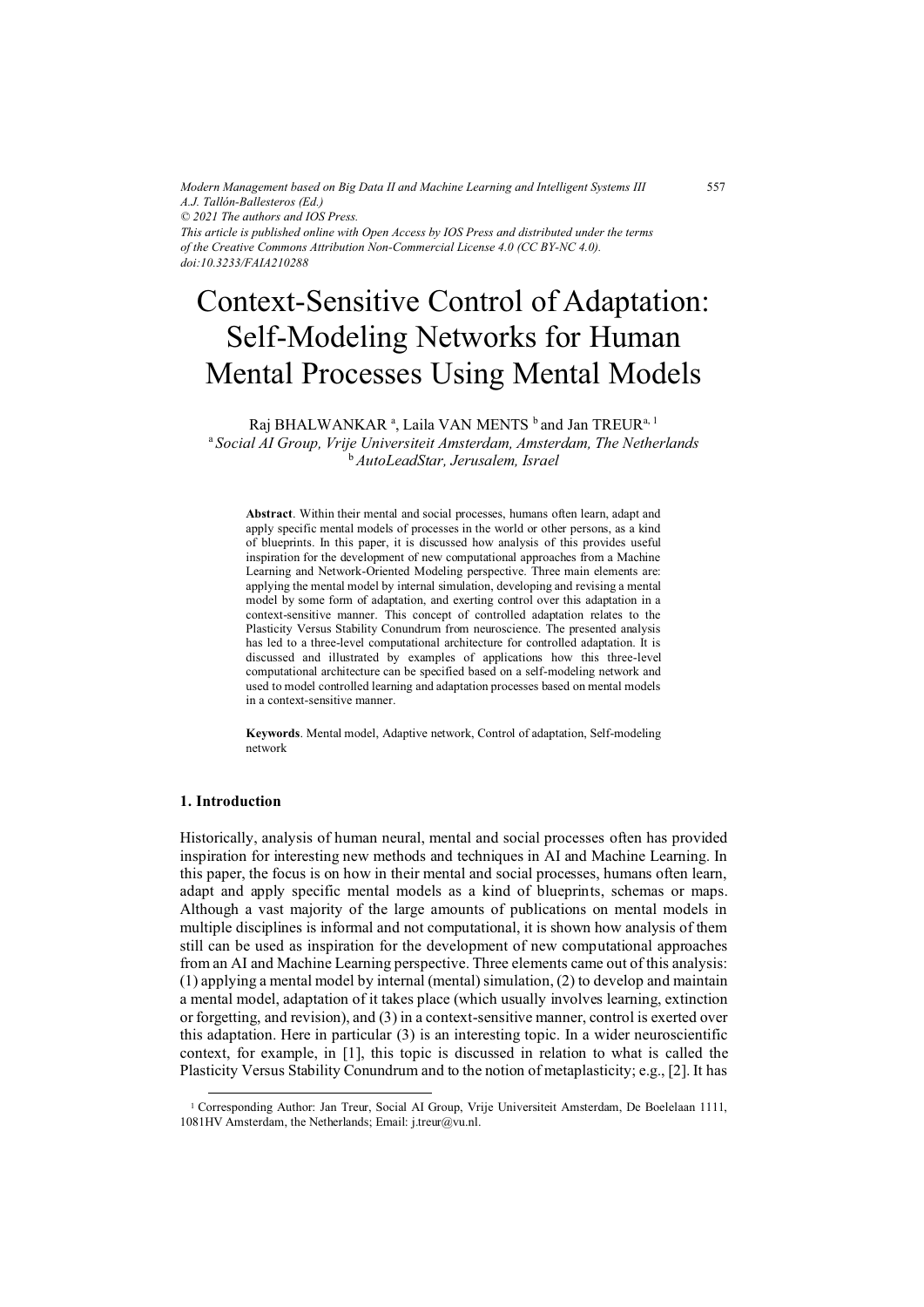*Modern Management based on Big Data II and Machine Learning and Intelligent Systems III*
*A.J. Tallón-Ballesteros (Ed.)*
*© 2021 The authors and IOS Press.*
*This article is published online with Open Access by IOS Press and distributed under the terms of the Creative Commons Attribution Non-Commercial License 4.0 (CC BY-NC 4.0).*
*doi:10.3233/FAIA210288*

# Context-Sensitive Control of Adaptation: Self-Modeling Networks for Human Mental Processes Using Mental Models

Raj BHALWANKAR [a], Laila VAN MENTS [b] and Jan TREUR[a, 1]

[a] *Social AI Group, Vrije Universiteit Amsterdam, Amsterdam, The Netherlands*
[b] *AutoLeadStar, Jerusalem, Israel*

**Abstract**. Within their mental and social processes, humans often learn, adapt and apply specific mental models of processes in the world or other persons, as a kind of blueprints. In this paper, it is discussed how analysis of this provides useful inspiration for the development of new computational approaches from a Machine Learning and Network-Oriented Modeling perspective. Three main elements are: applying the mental model by internal simulation, developing and revising a mental model by some form of adaptation, and exerting control over this adaptation in a context-sensitive manner. This concept of controlled adaptation relates to the Plasticity Versus Stability Conundrum from neuroscience. The presented analysis has led to a three-level computational architecture for controlled adaptation. It is discussed and illustrated by examples of applications how this three-level computational architecture can be specified based on a self-modeling network and used to model controlled learning and adaptation processes based on mental models in a context-sensitive manner.

**Keywords**. Mental model, Adaptive network, Control of adaptation, Self-modeling network

## 1. Introduction

Historically, analysis of human neural, mental and social processes often has provided inspiration for interesting new methods and techniques in AI and Machine Learning. In this paper, the focus is on how in their mental and social processes, humans often learn, adapt and apply specific mental models as a kind of blueprints, schemas or maps. Although a vast majority of the large amounts of publications on mental models in multiple disciplines is informal and not computational, it is shown how analysis of them still can be used as inspiration for the development of new computational approaches from an AI and Machine Learning perspective. Three elements came out of this analysis: (1) applying a mental model by internal (mental) simulation, (2) to develop and maintain a mental model, adaptation of it takes place (which usually involves learning, extinction or forgetting, and revision), and (3) in a context-sensitive manner, control is exerted over this adaptation. Here in particular (3) is an interesting topic. In a wider neuroscientific context, for example, in [1], this topic is discussed in relation to what is called the Plasticity Versus Stability Conundrum and to the notion of metaplasticity; e.g., [2]. It has

[1] Corresponding Author: Jan Treur, Social AI Group, Vrije Universiteit Amsterdam, De Boelelaan 1111, 1081HV Amsterdam, the Netherlands; Email: j.treur@vu.nl.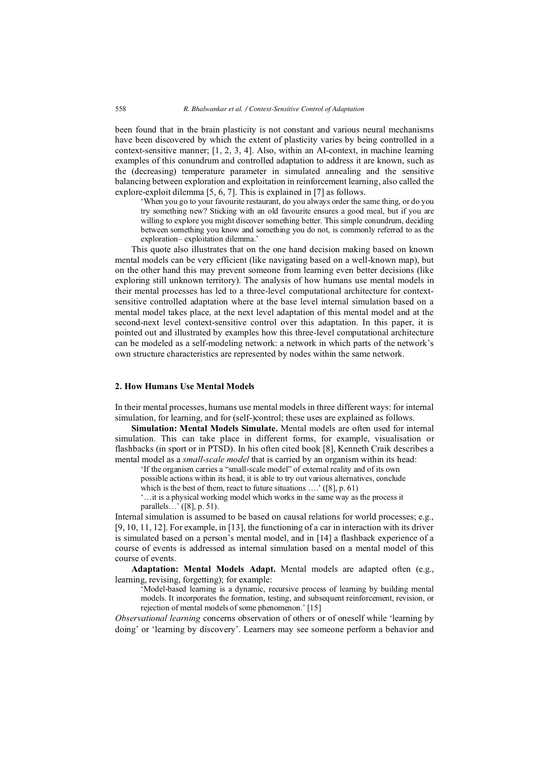been found that in the brain plasticity is not constant and various neural mechanisms have been discovered by which the extent of plasticity varies by being controlled in a context-sensitive manner; [1, 2, 3, 4]. Also, within an AI-context, in machine learning examples of this conundrum and controlled adaptation to address it are known, such as the (decreasing) temperature parameter in simulated annealing and the sensitive balancing between exploration and exploitation in reinforcement learning, also called the explore-exploit dilemma [5, 6, 7]. This is explained in [7] as follows.

> 'When you go to your favourite restaurant, do you always order the same thing, or do you try something new? Sticking with an old favourite ensures a good meal, but if you are willing to explore you might discover something better. This simple conundrum, deciding between something you know and something you do not, is commonly referred to as the exploration– exploitation dilemma.'

This quote also illustrates that on the one hand decision making based on known mental models can be very efficient (like navigating based on a well-known map), but on the other hand this may prevent someone from learning even better decisions (like exploring still unknown territory). The analysis of how humans use mental models in their mental processes has led to a three-level computational architecture for context-sensitive controlled adaptation where at the base level internal simulation based on a mental model takes place, at the next level adaptation of this mental model and at the second-next level context-sensitive control over this adaptation. In this paper, it is pointed out and illustrated by examples how this three-level computational architecture can be modeled as a self-modeling network: a network in which parts of the network's own structure characteristics are represented by nodes within the same network.

## 2. How Humans Use Mental Models

In their mental processes, humans use mental models in three different ways: for internal simulation, for learning, and for (self-)control; these uses are explained as follows.

**Simulation: Mental Models Simulate.** Mental models are often used for internal simulation. This can take place in different forms, for example, visualisation or flashbacks (in sport or in PTSD). In his often cited book [8], Kenneth Craik describes a mental model as a *small-scale model* that is carried by an organism within its head:

> 'If the organism carries a "small-scale model" of external reality and of its own possible actions within its head, it is able to try out various alternatives, conclude which is the best of them, react to future situations ….' ([8], p. 61)
>
> '…it is a physical working model which works in the same way as the process it parallels…' ([8], p. 51).

Internal simulation is assumed to be based on causal relations for world processes; e.g., [9, 10, 11, 12]. For example, in [13], the functioning of a car in interaction with its driver is simulated based on a person's mental model, and in [14] a flashback experience of a course of events is addressed as internal simulation based on a mental model of this course of events.

**Adaptation: Mental Models Adapt.** Mental models are adapted often (e.g., learning, revising, forgetting); for example:

> 'Model-based learning is a dynamic, recursive process of learning by building mental models. It incorporates the formation, testing, and subsequent reinforcement, revision, or rejection of mental models of some phenomenon.' [15]

*Observational learning* concerns observation of others or of oneself while 'learning by doing' or 'learning by discovery'. Learners may see someone perform a behavior and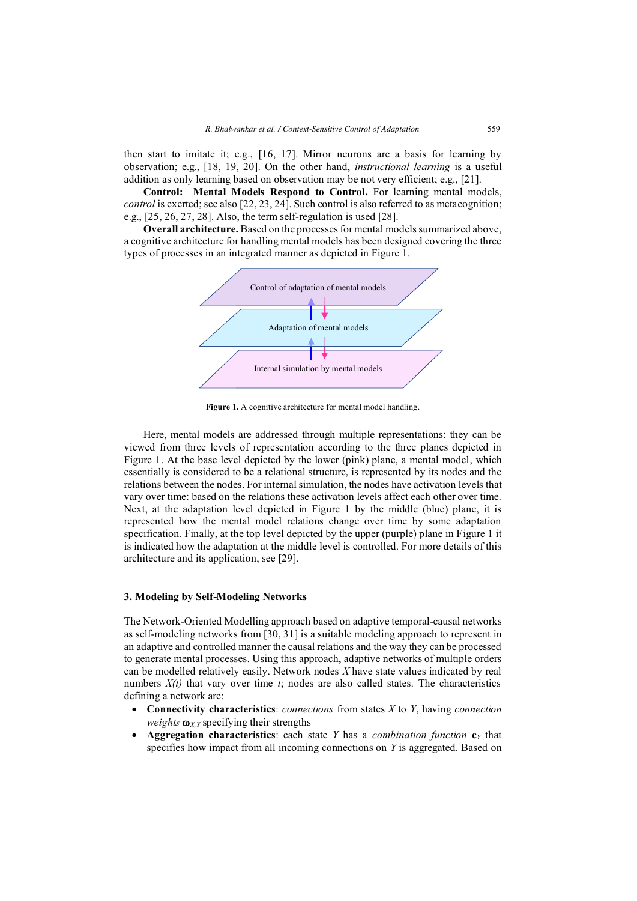then start to imitate it; e.g., [16, 17]. Mirror neurons are a basis for learning by observation; e.g., [18, 19, 20]. On the other hand, *instructional learning* is a useful addition as only learning based on observation may be not very efficient; e.g., [21].

**Control: Mental Models Respond to Control.** For learning mental models, *control* is exerted; see also [22, 23, 24]. Such control is also referred to as metacognition; e.g., [25, 26, 27, 28]. Also, the term self-regulation is used [28].

**Overall architecture.** Based on the processes for mental models summarized above, a cognitive architecture for handling mental models has been designed covering the three types of processes in an integrated manner as depicted in Figure 1.

Control of adaptation of mental models

Adaptation of mental models

Internal simulation by mental models

**Figure 1.** A cognitive architecture for mental model handling.

Here, mental models are addressed through multiple representations: they can be viewed from three levels of representation according to the three planes depicted in Figure 1. At the base level depicted by the lower (pink) plane, a mental model, which essentially is considered to be a relational structure, is represented by its nodes and the relations between the nodes. For internal simulation, the nodes have activation levels that vary over time: based on the relations these activation levels affect each other over time. Next, at the adaptation level depicted in Figure 1 by the middle (blue) plane, it is represented how the mental model relations change over time by some adaptation specification. Finally, at the top level depicted by the upper (purple) plane in Figure 1 it is indicated how the adaptation at the middle level is controlled. For more details of this architecture and its application, see [29].

## 3. Modeling by Self-Modeling Networks

The Network-Oriented Modelling approach based on adaptive temporal-causal networks as self-modeling networks from [30, 31] is a suitable modeling approach to represent in an adaptive and controlled manner the causal relations and the way they can be processed to generate mental processes. Using this approach, adaptive networks of multiple orders can be modelled relatively easily. Network nodes $X$ have state values indicated by real numbers $X(t)$ that vary over time $t$; nodes are also called states. The characteristics defining a network are:

- **Connectivity characteristics**: *connections* from states $X$ to $Y$, having *connection weights* $\boldsymbol{\omega}_{X,Y}$ specifying their strengths
- **Aggregation characteristics**: each state $Y$ has a *combination function* $\mathbf{c}_Y$ that specifies how impact from all incoming connections on $Y$ is aggregated. Based on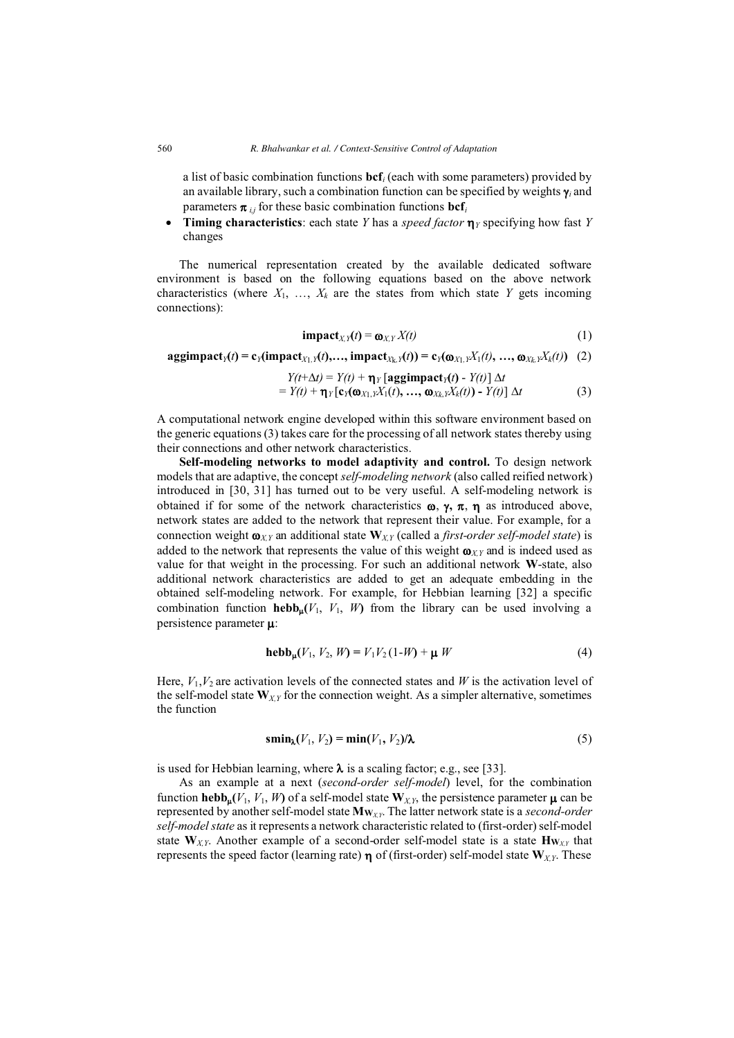a list of basic combination functions $\mathbf{bcf}_i$ (each with some parameters) provided by an available library, such a combination function can be specified by weights $\boldsymbol{\gamma}_i$ and parameters $\boldsymbol{\pi}_{i,j}$ for these basic combination functions $\mathbf{bcf}_i$

- **Timing characteristics**: each state $Y$ has a *speed factor* $\boldsymbol{\eta}_Y$ specifying how fast $Y$ changes

The numerical representation created by the available dedicated software environment is based on the following equations based on the above network characteristics (where $X_1, \ldots, X_k$ are the states from which state $Y$ gets incoming connections):

$$\mathbf{impact}_{X,Y}(t) = \boldsymbol{\omega}_{X,Y} X(t) \tag{1}$$

$$\mathbf{aggimpact}_Y(t) = \mathbf{c}_Y(\mathbf{impact}_{X_1,Y}(t), \ldots, \mathbf{impact}_{X_k,Y}(t)) = \mathbf{c}_Y(\boldsymbol{\omega}_{X_1,Y}X_1(t), \ldots, \boldsymbol{\omega}_{X_k,Y}X_k(t)) \tag{2}$$

$$\begin{aligned} Y(t+\Delta t) &= Y(t) + \boldsymbol{\eta}_Y [\mathbf{aggimpact}_Y(t) - Y(t)] \, \Delta t \\ &= Y(t) + \boldsymbol{\eta}_Y [\mathbf{c}_Y(\boldsymbol{\omega}_{X_1,Y}X_1(t), \ldots, \boldsymbol{\omega}_{X_k,Y}X_k(t)) - Y(t)] \, \Delta t \end{aligned} \tag{3}$$

A computational network engine developed within this software environment based on the generic equations (3) takes care for the processing of all network states thereby using their connections and other network characteristics.

**Self-modeling networks to model adaptivity and control.** To design network models that are adaptive, the concept *self-modeling network* (also called reified network) introduced in [30, 31] has turned out to be very useful. A self-modeling network is obtained if for some of the network characteristics $\boldsymbol{\omega}$, $\boldsymbol{\gamma}$, $\boldsymbol{\pi}$, $\boldsymbol{\eta}$ as introduced above, network states are added to the network that represent their value. For example, for a connection weight $\boldsymbol{\omega}_{X,Y}$ an additional state $\mathbf{W}_{X,Y}$ (called a *first-order self-model state*) is added to the network that represents the value of this weight $\boldsymbol{\omega}_{X,Y}$ and is indeed used as value for that weight in the processing. For such an additional network $\mathbf{W}$-state, also additional network characteristics are added to get an adequate embedding in the obtained self-modeling network. For example, for Hebbian learning [32] a specific combination function $\mathbf{hebb}_{\boldsymbol{\mu}}(V_1, V_1, W)$ from the library can be used involving a persistence parameter $\boldsymbol{\mu}$:

$$\mathbf{hebb}_{\boldsymbol{\mu}}(V_1, V_2, W) = V_1 V_2 (1\text{-}W) + \boldsymbol{\mu}\, W \tag{4}$$

Here, $V_1$,$V_2$ are activation levels of the connected states and $W$ is the activation level of the self-model state $\mathbf{W}_{X,Y}$ for the connection weight. As a simpler alternative, sometimes the function

$$\mathbf{smin}_{\boldsymbol{\lambda}}(V_1, V_2) = \mathbf{min}(V_1, V_2)/\boldsymbol{\lambda} \tag{5}$$

is used for Hebbian learning, where $\boldsymbol{\lambda}$ is a scaling factor; e.g., see [33].

As an example at a next (*second-order self-model*) level, for the combination function $\mathbf{hebb}_{\boldsymbol{\mu}}(V_1, V_1, W)$ of a self-model state $\mathbf{W}_{X,Y}$, the persistence parameter $\boldsymbol{\mu}$ can be represented by another self-model state $\mathbf{M}_{\mathbf{W}_{X,Y}}$. The latter network state is a *second-order self-model state* as it represents a network characteristic related to (first-order) self-model state $\mathbf{W}_{X,Y}$. Another example of a second-order self-model state is a state $\mathbf{H}_{\mathbf{W}_{X,Y}}$ that represents the speed factor (learning rate) $\boldsymbol{\eta}$ of (first-order) self-model state $\mathbf{W}_{X,Y}$. These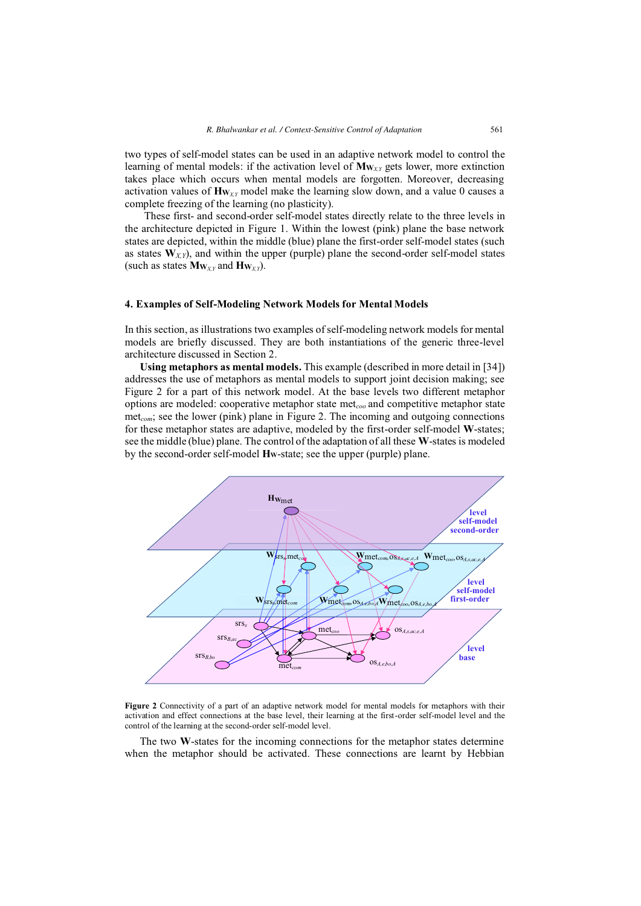two types of self-model states can be used in an adaptive network model to control the learning of mental models: if the activation level of $\mathbf{Mw}_{X,Y}$ gets lower, more extinction takes place which occurs when mental models are forgotten. Moreover, decreasing activation values of $\mathbf{Hw}_{X,Y}$ model make the learning slow down, and a value 0 causes a complete freezing of the learning (no plasticity).

These first- and second-order self-model states directly relate to the three levels in the architecture depicted in Figure 1. Within the lowest (pink) plane the base network states are depicted, within the middle (blue) plane the first-order self-model states (such as states $\mathbf{W}_{X,Y}$), and within the upper (purple) plane the second-order self-model states (such as states $\mathbf{Mw}_{X,Y}$ and $\mathbf{Hw}_{X,Y}$).

## 4. Examples of Self-Modeling Network Models for Mental Models

In this section, as illustrations two examples of self-modeling network models for mental models are briefly discussed. They are both instantiations of the generic three-level architecture discussed in Section 2.

**Using metaphors as mental models.** This example (described in more detail in [34]) addresses the use of metaphors as mental models to support joint decision making; see Figure 2 for a part of this network model. At the base levels two different metaphor options are modeled: cooperative metaphor state $\text{met}_{coo}$ and competitive metaphor state $\text{met}_{com}$; see the lower (pink) plane in Figure 2. The incoming and outgoing connections for these metaphor states are adaptive, modeled by the first-order self-model **W**-states; see the middle (blue) plane. The control of the adaptation of all these **W**-states is modeled by the second-order self-model **Hw**-state; see the upper (purple) plane.

**Figure 2** Connectivity of a part of an adaptive network model for mental models for metaphors with their activation and effect connections at the base level, their learning at the first-order self-model level and the control of the learning at the second-order self-model level.

The two **W**-states for the incoming connections for the metaphor states determine when the metaphor should be activated. These connections are learnt by Hebbian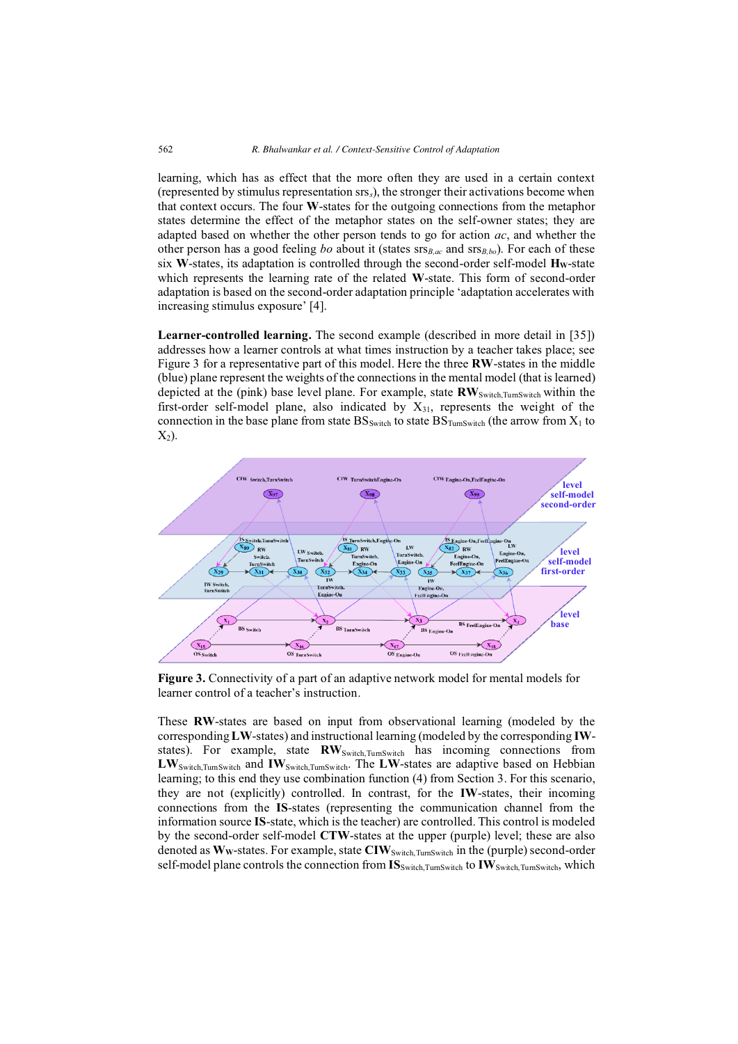learning, which has as effect that the more often they are used in a certain context (represented by stimulus representation $srs_s$), the stronger their activations become when that context occurs. The four **W**-states for the outgoing connections from the metaphor states determine the effect of the metaphor states on the self-owner states; they are adapted based on whether the other person tends to go for action *ac*, and whether the other person has a good feeling *bo* about it (states $srs_{B,ac}$ and $srs_{B,bo}$). For each of these six **W**-states, its adaptation is controlled through the second-order self-model $\mathbf{H}_W$-state which represents the learning rate of the related **W**-state. This form of second-order adaptation is based on the second-order adaptation principle 'adaptation accelerates with increasing stimulus exposure' [4].

**Learner-controlled learning.** The second example (described in more detail in [35]) addresses how a learner controls at what times instruction by a teacher takes place; see Figure 3 for a representative part of this model. Here the three **RW**-states in the middle (blue) plane represent the weights of the connections in the mental model (that is learned) depicted at the (pink) base level plane. For example, state $\mathbf{RW}_{Switch,TurnSwitch}$ within the first-order self-model plane, also indicated by $X_{31}$, represents the weight of the connection in the base plane from state $BS_{Switch}$ to state $BS_{TurnSwitch}$ (the arrow from $X_1$ to $X_2$).

**Figure 3.** Connectivity of a part of an adaptive network model for mental models for learner control of a teacher's instruction.

These **RW**-states are based on input from observational learning (modeled by the corresponding **LW**-states) and instructional learning (modeled by the corresponding **IW**-states). For example, state $\mathbf{RW}_{Switch,TurnSwitch}$ has incoming connections from $\mathbf{LW}_{Switch,TurnSwitch}$ and $\mathbf{IW}_{Switch,TurnSwitch}$. The **LW**-states are adaptive based on Hebbian learning; to this end they use combination function (4) from Section 3. For this scenario, they are not (explicitly) controlled. In contrast, for the **IW**-states, their incoming connections from the **IS**-states (representing the communication channel from the information source **IS**-state, which is the teacher) are controlled. This control is modeled by the second-order self-model **CTW**-states at the upper (purple) level; these are also denoted as $\mathbf{W}_W$-states. For example, state $\mathbf{CIW}_{Switch,TurnSwitch}$ in the (purple) second-order self-model plane controls the connection from $\mathbf{IS}_{Switch,TurnSwitch}$ to $\mathbf{IW}_{Switch,TurnSwitch}$, which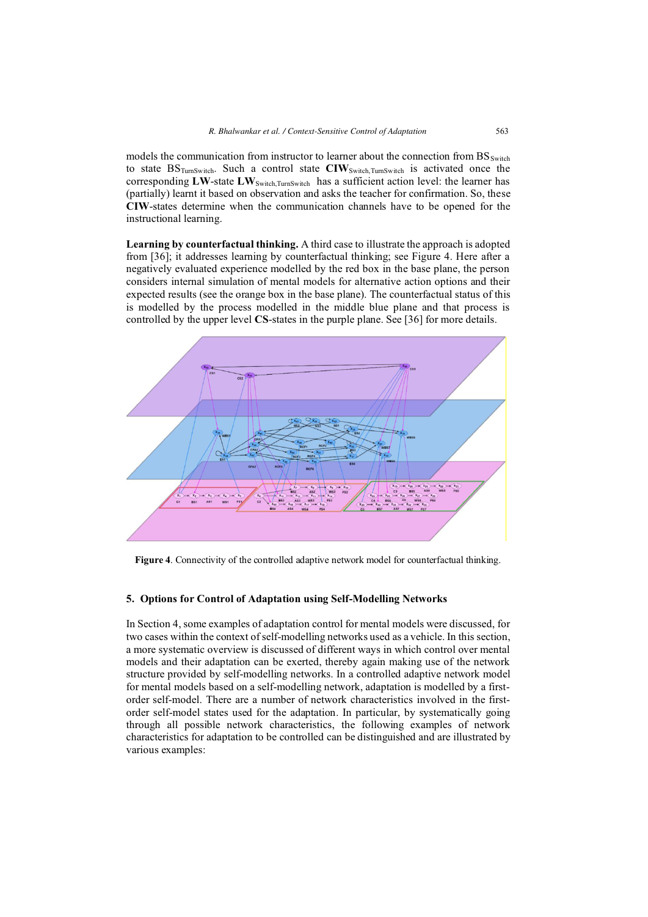models the communication from instructor to learner about the connection from $BS_{Switch}$ to state $BS_{TurnSwitch}$. Such a control state $\mathbf{CIW}_{Switch,TurnSwitch}$ is activated once the corresponding **LW**-state $\mathbf{LW}_{Switch,TurnSwitch}$ has a sufficient action level: the learner has (partially) learnt it based on observation and asks the teacher for confirmation. So, these **CIW**-states determine when the communication channels have to be opened for the instructional learning.

**Learning by counterfactual thinking.** A third case to illustrate the approach is adopted from [36]; it addresses learning by counterfactual thinking; see Figure 4. Here after a negatively evaluated experience modelled by the red box in the base plane, the person considers internal simulation of mental models for alternative action options and their expected results (see the orange box in the base plane). The counterfactual status of this is modelled by the process modelled in the middle blue plane and that process is controlled by the upper level **CS**-states in the purple plane. See [36] for more details.

**Figure 4**. Connectivity of the controlled adaptive network model for counterfactual thinking.

## 5. Options for Control of Adaptation using Self-Modelling Networks

In Section 4, some examples of adaptation control for mental models were discussed, for two cases within the context of self-modelling networks used as a vehicle. In this section, a more systematic overview is discussed of different ways in which control over mental models and their adaptation can be exerted, thereby again making use of the network structure provided by self-modelling networks. In a controlled adaptive network model for mental models based on a self-modelling network, adaptation is modelled by a first-order self-model. There are a number of network characteristics involved in the first-order self-model states used for the adaptation. In particular, by systematically going through all possible network characteristics, the following examples of network characteristics for adaptation to be controlled can be distinguished and are illustrated by various examples: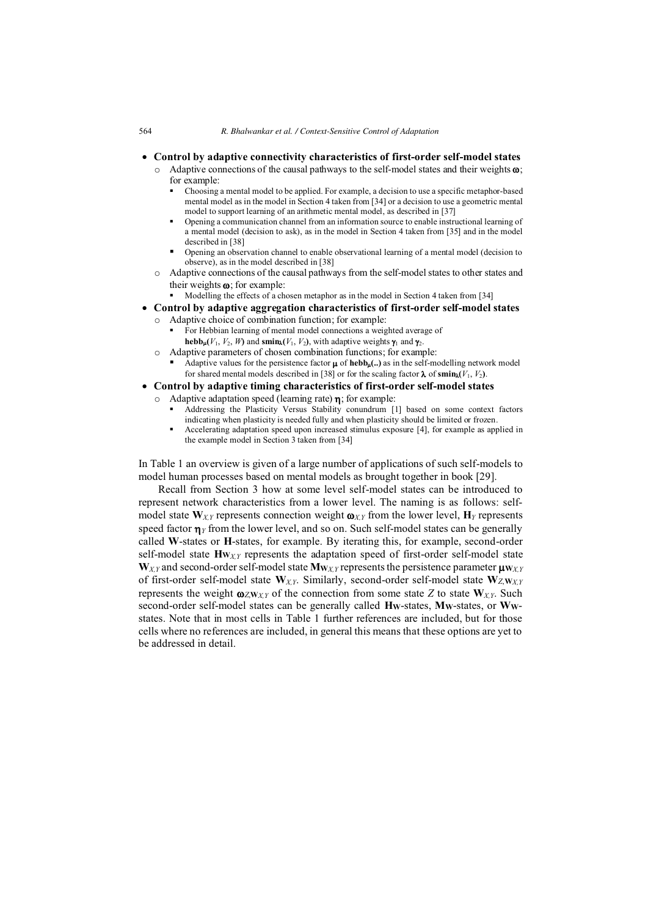- **Control by adaptive connectivity characteristics of first-order self-model states**
  - Adaptive connections of the causal pathways to the self-model states and their weights $\boldsymbol{\omega}$; for example:
    - Choosing a mental model to be applied. For example, a decision to use a specific metaphor-based mental model as in the model in Section 4 taken from [34] or a decision to use a geometric mental model to support learning of an arithmetic mental model, as described in [37]
    - Opening a communication channel from an information source to enable instructional learning of a mental model (decision to ask), as in the model in Section 4 taken from [35] and in the model described in [38]
    - Opening an observation channel to enable observational learning of a mental model (decision to observe), as in the model described in [38]
  - Adaptive connections of the causal pathways from the self-model states to other states and their weights $\boldsymbol{\omega}$; for example:
    - Modelling the effects of a chosen metaphor as in the model in Section 4 taken from [34]
- **Control by adaptive aggregation characteristics of first-order self-model states**
  - Adaptive choice of combination function; for example:
    - For Hebbian learning of mental model connections a weighted average of $\mathbf{hebb}_{\boldsymbol{\mu}}(V_1, V_2, W)$ and $\mathbf{smin}_{\boldsymbol{\lambda}}(V_1, V_2)$, with adaptive weights $\boldsymbol{\gamma}_1$ and $\boldsymbol{\gamma}_2$.
  - Adaptive parameters of chosen combination functions; for example:
    - Adaptive values for the persistence factor $\boldsymbol{\mu}$ of $\mathbf{hebb}_{\boldsymbol{\mu}}(..)$ as in the self-modelling network model for shared mental models described in [38] or for the scaling factor $\boldsymbol{\lambda}$ of $\mathbf{smin}_{\boldsymbol{\lambda}}(V_1, V_2)$.
- **Control by adaptive timing characteristics of first-order self-model states**
  - Adaptive adaptation speed (learning rate) $\boldsymbol{\eta}$; for example:
    - Addressing the Plasticity Versus Stability conundrum [1] based on some context factors indicating when plasticity is needed fully and when plasticity should be limited or frozen.
    - Accelerating adaptation speed upon increased stimulus exposure [4], for example as applied in the example model in Section 3 taken from [34]

In Table 1 an overview is given of a large number of applications of such self-models to model human processes based on mental models as brought together in book [29].

Recall from Section 3 how at some level self-model states can be introduced to represent network characteristics from a lower level. The naming is as follows: self-model state $\mathbf{W}_{X,Y}$ represents connection weight $\boldsymbol{\omega}_{X,Y}$ from the lower level, $\mathbf{H}_Y$ represents speed factor $\boldsymbol{\eta}_Y$ from the lower level, and so on. Such self-model states can be generally called **W**-states or **H**-states, for example. By iterating this, for example, second-order self-model state $\mathbf{H}_{\mathbf{W}_{X,Y}}$ represents the adaptation speed of first-order self-model state $\mathbf{W}_{X,Y}$ and second-order self-model state $\mathbf{M}_{\mathbf{W}_{X,Y}}$ represents the persistence parameter $\boldsymbol{\mu}_{\mathbf{W}_{X,Y}}$ of first-order self-model state $\mathbf{W}_{X,Y}$. Similarly, second-order self-model state $\mathbf{W}_{Z,\mathbf{W}_{X,Y}}$ represents the weight $\boldsymbol{\omega}_{Z,\mathbf{W}_{X,Y}}$ of the connection from some state $Z$ to state $\mathbf{W}_{X,Y}$. Such second-order self-model states can be generally called $\mathbf{H}_{\mathbf{W}}$-states, $\mathbf{M}_{\mathbf{W}}$-states, or $\mathbf{W}_{\mathbf{W}}$-states. Note that in most cells in Table 1 further references are included, but for those cells where no references are included, in general this means that these options are yet to be addressed in detail.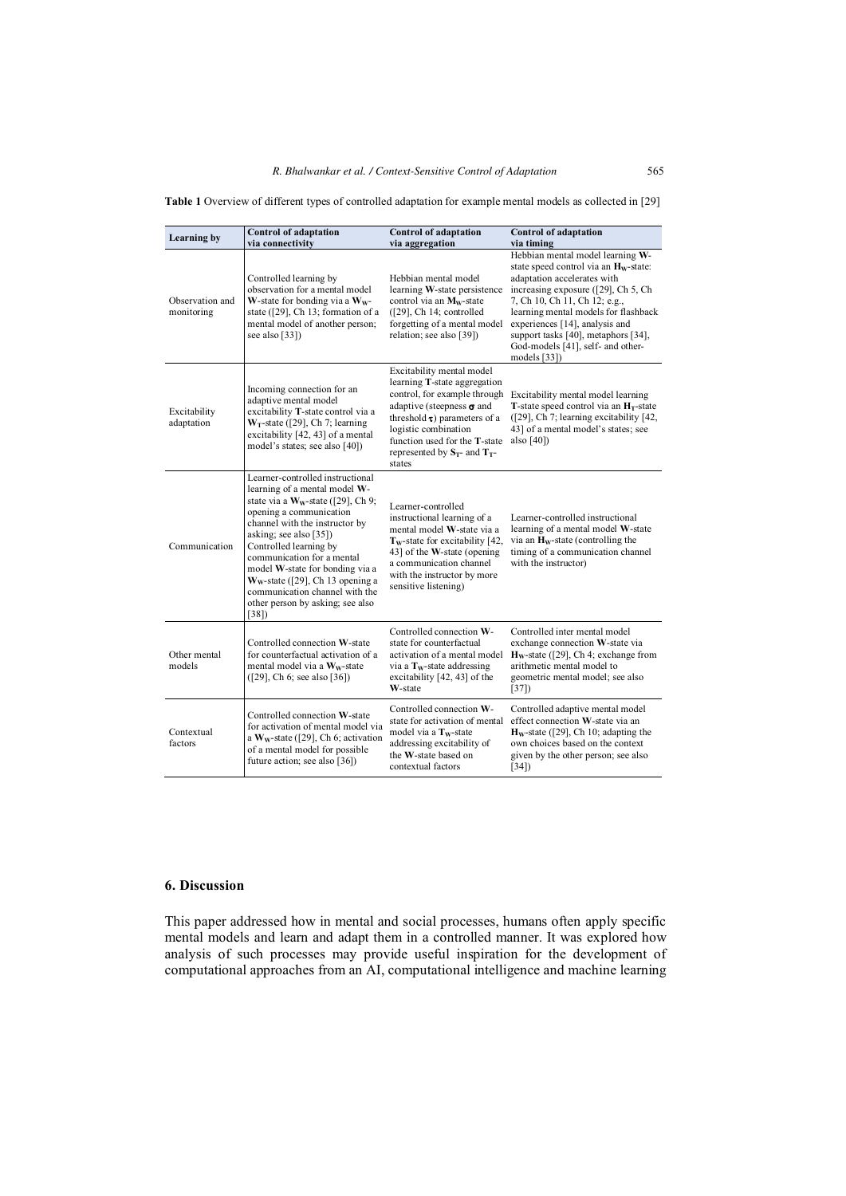**Table 1** Overview of different types of controlled adaptation for example mental models as collected in [29]

| Learning by | Control of adaptation via connectivity | Control of adaptation via aggregation | Control of adaptation via timing |
|---|---|---|---|
| Observation and monitoring | Controlled learning by observation for a mental model **W**-state for bonding via a $\mathbf{W_W}$-state ([29], Ch 13; formation of a mental model of another person; see also [33]) | Hebbian mental model learning **W**-state persistence control via an $\mathbf{M_W}$-state ([29], Ch 14; controlled forgetting of a mental model relation; see also [39]) | Hebbian mental model learning **W**-state speed control via an $\mathbf{H_W}$-state: adaptation accelerates with increasing exposure ([29], Ch 5, Ch 7, Ch 10, Ch 11, Ch 12; e.g., learning mental models for flashback experiences [14], analysis and support tasks [40], metaphors [34], God-models [41], self- and other-models [33]) |
| Excitability adaptation | Incoming connection for an adaptive mental model excitability **T**-state control via a $\mathbf{W_T}$-state ([29], Ch 7; learning excitability [42, 43] of a mental model's states; see also [40]) | Excitability mental model learning **T**-state aggregation control, for example through adaptive (steepness $\boldsymbol{\sigma}$ and threshold $\boldsymbol{\tau}$) parameters of a logistic combination function used for the **T**-state represented by $\mathbf{S_T}$- and $\mathbf{T_T}$-states | Excitability mental model learning **T**-state speed control via an $\mathbf{H_T}$-state ([29], Ch 7; learning excitability [42, 43] of a mental model's states; see also [40]) |
| Communication | Learner-controlled instructional learning of a mental model **W**-state via a $\mathbf{W_W}$-state ([29], Ch 9; opening a communication channel with the instructor by asking; see also [35]) Controlled learning by communication for a mental model **W**-state for bonding via a $\mathbf{W_W}$-state ([29], Ch 13 opening a communication channel with the other person by asking; see also [38]) | Learner-controlled instructional learning of a mental model **W**-state via a $\mathbf{T_W}$-state for excitability [42, 43] of the **W**-state (opening a communication channel with the instructor by more sensitive listening) | Learner-controlled instructional learning of a mental model **W**-state via an $\mathbf{H_W}$-state (controlling the timing of a communication channel with the instructor) |
| Other mental models | Controlled connection **W**-state for counterfactual activation of a mental model via a $\mathbf{W_W}$-state ([29], Ch 6; see also [36]) | Controlled connection **W**-state for counterfactual activation of a mental model via a $\mathbf{T_W}$-state addressing excitability [42, 43] of the **W**-state | Controlled inter mental model exchange connection **W**-state via $\mathbf{H_W}$-state ([29], Ch 4; exchange from arithmetic mental model to geometric mental model; see also [37]) |
| Contextual factors | Controlled connection **W**-state for activation of mental model via a $\mathbf{W_W}$-state ([29], Ch 6; activation of a mental model for possible future action; see also [36]) | Controlled connection **W**-state for activation of mental model via a $\mathbf{T_W}$-state addressing excitability of the **W**-state based on contextual factors | Controlled adaptive mental model effect connection **W**-state via an $\mathbf{H_W}$-state ([29], Ch 10; adapting the own choices based on the context given by the other person; see also [34]) |

## 6. Discussion

This paper addressed how in mental and social processes, humans often apply specific mental models and learn and adapt them in a controlled manner. It was explored how analysis of such processes may provide useful inspiration for the development of computational approaches from an AI, computational intelligence and machine learning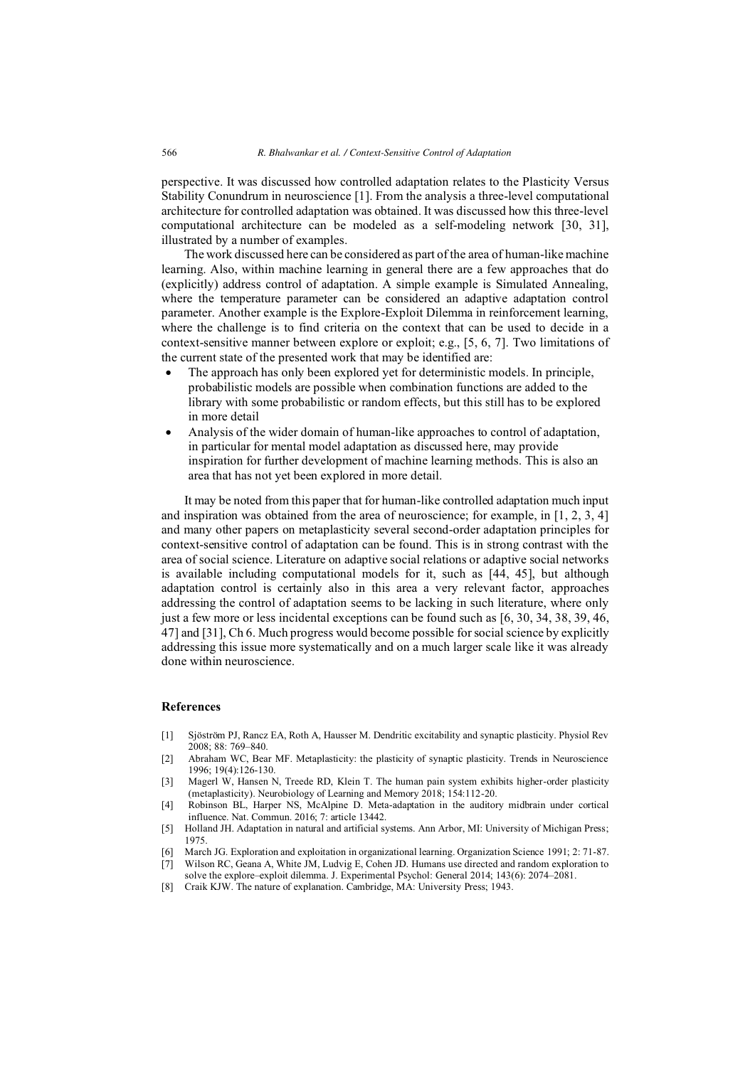perspective. It was discussed how controlled adaptation relates to the Plasticity Versus Stability Conundrum in neuroscience [1]. From the analysis a three-level computational architecture for controlled adaptation was obtained. It was discussed how this three-level computational architecture can be modeled as a self-modeling network [30, 31], illustrated by a number of examples.

The work discussed here can be considered as part of the area of human-like machine learning. Also, within machine learning in general there are a few approaches that do (explicitly) address control of adaptation. A simple example is Simulated Annealing, where the temperature parameter can be considered an adaptive adaptation control parameter. Another example is the Explore-Exploit Dilemma in reinforcement learning, where the challenge is to find criteria on the context that can be used to decide in a context-sensitive manner between explore or exploit; e.g., [5, 6, 7]. Two limitations of the current state of the presented work that may be identified are:

- The approach has only been explored yet for deterministic models. In principle, probabilistic models are possible when combination functions are added to the library with some probabilistic or random effects, but this still has to be explored in more detail
- Analysis of the wider domain of human-like approaches to control of adaptation, in particular for mental model adaptation as discussed here, may provide inspiration for further development of machine learning methods. This is also an area that has not yet been explored in more detail.

It may be noted from this paper that for human-like controlled adaptation much input and inspiration was obtained from the area of neuroscience; for example, in [1, 2, 3, 4] and many other papers on metaplasticity several second-order adaptation principles for context-sensitive control of adaptation can be found. This is in strong contrast with the area of social science. Literature on adaptive social relations or adaptive social networks is available including computational models for it, such as [44, 45], but although adaptation control is certainly also in this area a very relevant factor, approaches addressing the control of adaptation seems to be lacking in such literature, where only just a few more or less incidental exceptions can be found such as [6, 30, 34, 38, 39, 46, 47] and [31], Ch 6. Much progress would become possible for social science by explicitly addressing this issue more systematically and on a much larger scale like it was already done within neuroscience.

## References

[1] Sjöström PJ, Rancz EA, Roth A, Hausser M. Dendritic excitability and synaptic plasticity. Physiol Rev 2008; 88: 769–840.

[2] Abraham WC, Bear MF. Metaplasticity: the plasticity of synaptic plasticity. Trends in Neuroscience 1996; 19(4):126-130.

[3] Magerl W, Hansen N, Treede RD, Klein T. The human pain system exhibits higher-order plasticity (metaplasticity). Neurobiology of Learning and Memory 2018; 154:112-20.

[4] Robinson BL, Harper NS, McAlpine D. Meta-adaptation in the auditory midbrain under cortical influence. Nat. Commun. 2016; 7: article 13442.

[5] Holland JH. Adaptation in natural and artificial systems. Ann Arbor, MI: University of Michigan Press; 1975.

[6] March JG. Exploration and exploitation in organizational learning. Organization Science 1991; 2: 71-87.

[7] Wilson RC, Geana A, White JM, Ludvig E, Cohen JD. Humans use directed and random exploration to solve the explore–exploit dilemma. J. Experimental Psychol: General 2014; 143(6): 2074–2081.

[8] Craik KJW. The nature of explanation. Cambridge, MA: University Press; 1943.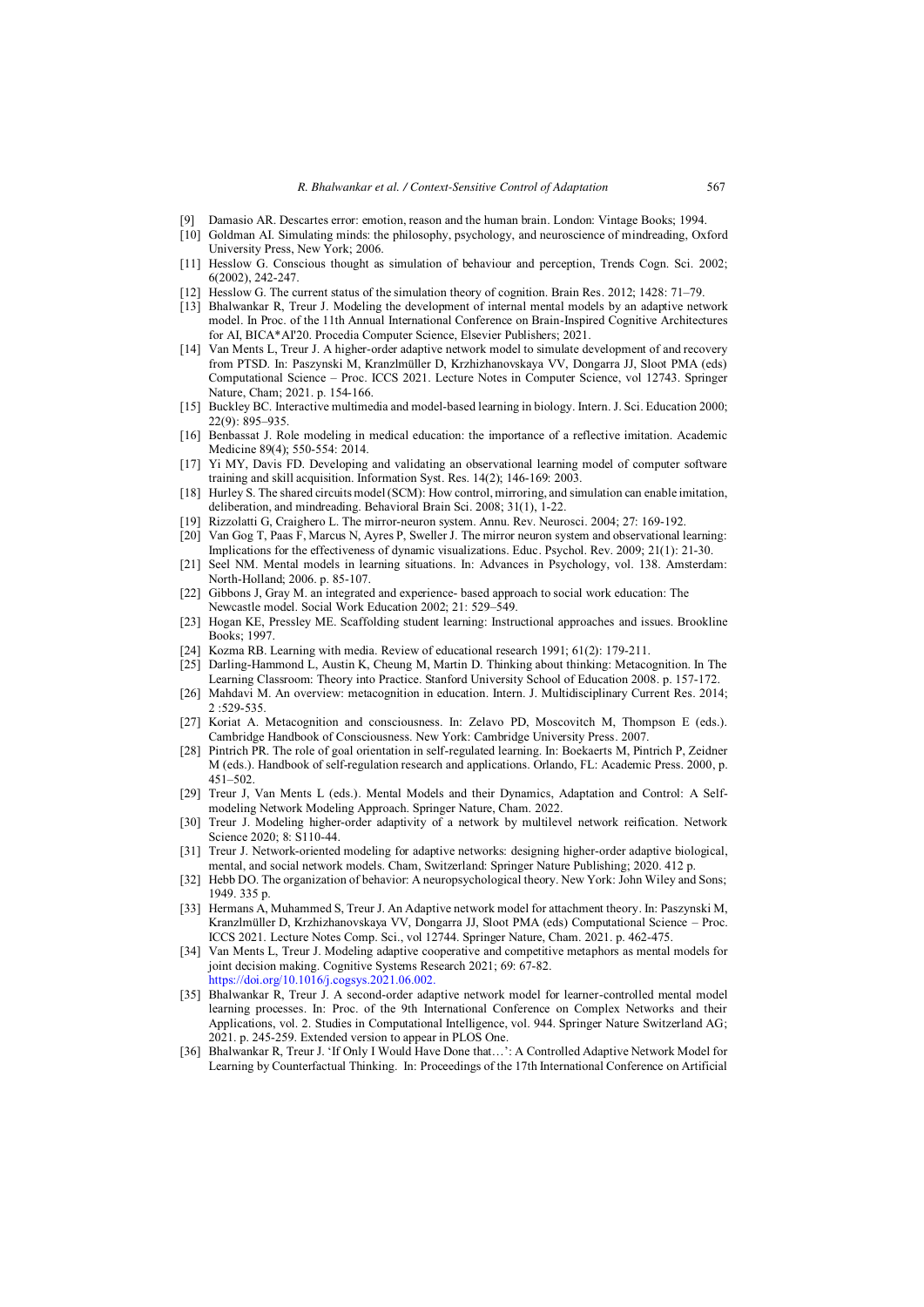[9] Damasio AR. Descartes error: emotion, reason and the human brain. London: Vintage Books; 1994.

[10] Goldman AI. Simulating minds: the philosophy, psychology, and neuroscience of mindreading, Oxford University Press, New York; 2006.

[11] Hesslow G. Conscious thought as simulation of behaviour and perception, Trends Cogn. Sci. 2002; 6(2002), 242-247.

[12] Hesslow G. The current status of the simulation theory of cognition. Brain Res. 2012; 1428: 71–79.

[13] Bhalwankar R, Treur J. Modeling the development of internal mental models by an adaptive network model. In Proc. of the 11th Annual International Conference on Brain-Inspired Cognitive Architectures for AI, BICA*AI'20. Procedia Computer Science, Elsevier Publishers; 2021.

[14] Van Ments L, Treur J. A higher-order adaptive network model to simulate development of and recovery from PTSD. In: Paszynski M, Kranzlmüller D, Krzhizhanovskaya VV, Dongarra JJ, Sloot PMA (eds) Computational Science – Proc. ICCS 2021. Lecture Notes in Computer Science, vol 12743. Springer Nature, Cham; 2021. p. 154-166.

[15] Buckley BC. Interactive multimedia and model-based learning in biology. Intern. J. Sci. Education 2000; 22(9): 895–935.

[16] Benbassat J. Role modeling in medical education: the importance of a reflective imitation. Academic Medicine 89(4); 550-554: 2014.

[17] Yi MY, Davis FD. Developing and validating an observational learning model of computer software training and skill acquisition. Information Syst. Res. 14(2); 146-169: 2003.

[18] Hurley S. The shared circuits model (SCM): How control, mirroring, and simulation can enable imitation, deliberation, and mindreading. Behavioral Brain Sci. 2008; 31(1), 1-22.

[19] Rizzolatti G, Craighero L. The mirror-neuron system. Annu. Rev. Neurosci. 2004; 27: 169-192.

[20] Van Gog T, Paas F, Marcus N, Ayres P, Sweller J. The mirror neuron system and observational learning: Implications for the effectiveness of dynamic visualizations. Educ. Psychol. Rev. 2009; 21(1): 21-30.

[21] Seel NM. Mental models in learning situations. In: Advances in Psychology, vol. 138. Amsterdam: North-Holland; 2006. p. 85-107.

[22] Gibbons J, Gray M. an integrated and experience- based approach to social work education: The Newcastle model. Social Work Education 2002; 21: 529–549.

[23] Hogan KE, Pressley ME. Scaffolding student learning: Instructional approaches and issues. Brookline Books; 1997.

[24] Kozma RB. Learning with media. Review of educational research 1991; 61(2): 179-211.

[25] Darling-Hammond L, Austin K, Cheung M, Martin D. Thinking about thinking: Metacognition. In The Learning Classroom: Theory into Practice. Stanford University School of Education 2008. p. 157-172.

[26] Mahdavi M. An overview: metacognition in education. Intern. J. Multidisciplinary Current Res. 2014; 2 :529-535.

[27] Koriat A. Metacognition and consciousness. In: Zelavo PD, Moscovitch M, Thompson E (eds.). Cambridge Handbook of Consciousness. New York: Cambridge University Press. 2007.

[28] Pintrich PR. The role of goal orientation in self-regulated learning. In: Boekaerts M, Pintrich P, Zeidner M (eds.). Handbook of self-regulation research and applications. Orlando, FL: Academic Press. 2000, p. 451–502.

[29] Treur J, Van Ments L (eds.). Mental Models and their Dynamics, Adaptation and Control: A Self-modeling Network Modeling Approach. Springer Nature, Cham. 2022.

[30] Treur J. Modeling higher-order adaptivity of a network by multilevel network reification. Network Science 2020; 8: S110-44.

[31] Treur J. Network-oriented modeling for adaptive networks: designing higher-order adaptive biological, mental, and social network models. Cham, Switzerland: Springer Nature Publishing; 2020. 412 p.

[32] Hebb DO. The organization of behavior: A neuropsychological theory. New York: John Wiley and Sons; 1949. 335 p.

[33] Hermans A, Muhammed S, Treur J. An Adaptive network model for attachment theory. In: Paszynski M, Kranzlmüller D, Krzhizhanovskaya VV, Dongarra JJ, Sloot PMA (eds) Computational Science – Proc. ICCS 2021. Lecture Notes Comp. Sci., vol 12744. Springer Nature, Cham. 2021. p. 462-475.

[34] Van Ments L, Treur J. Modeling adaptive cooperative and competitive metaphors as mental models for joint decision making. Cognitive Systems Research 2021; 69: 67-82. https://doi.org/10.1016/j.cogsys.2021.06.002.

[35] Bhalwankar R, Treur J. A second-order adaptive network model for learner-controlled mental model learning processes. In: Proc. of the 9th International Conference on Complex Networks and their Applications, vol. 2. Studies in Computational Intelligence, vol. 944. Springer Nature Switzerland AG; 2021. p. 245-259. Extended version to appear in PLOS One.

[36] Bhalwankar R, Treur J. 'If Only I Would Have Done that…': A Controlled Adaptive Network Model for Learning by Counterfactual Thinking. In: Proceedings of the 17th International Conference on Artificial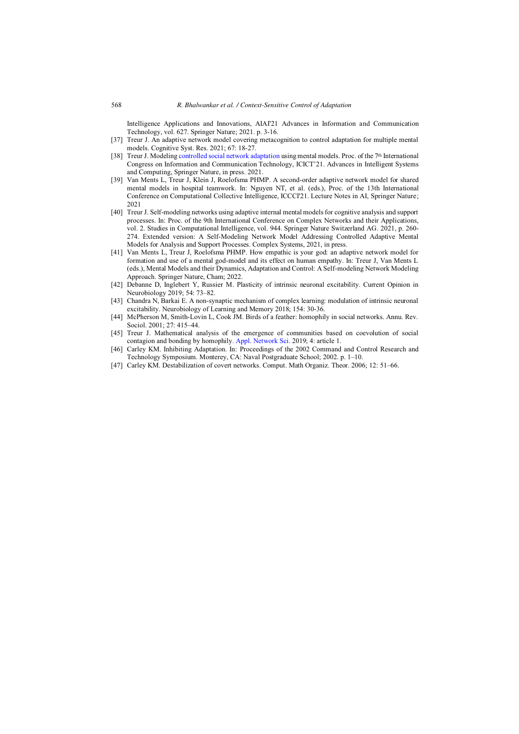Intelligence Applications and Innovations, AIAI'21 Advances in Information and Communication Technology, vol. 627. Springer Nature; 2021. p. 3-16.

[37] Treur J. An adaptive network model covering metacognition to control adaptation for multiple mental models. Cognitive Syst. Res. 2021; 67: 18-27.

[38] Treur J. Modeling controlled social network adaptation using mental models. Proc. of the 7th International Congress on Information and Communication Technology, ICICT'21. Advances in Intelligent Systems and Computing, Springer Nature, in press. 2021.

[39] Van Ments L, Treur J, Klein J, Roelofsma PHMP. A second-order adaptive network model for shared mental models in hospital teamwork. In: Nguyen NT, et al. (eds.), Proc. of the 13th International Conference on Computational Collective Intelligence, ICCCI'21. Lecture Notes in AI, Springer Nature; 2021

[40] Treur J. Self-modeling networks using adaptive internal mental models for cognitive analysis and support processes. In: Proc. of the 9th International Conference on Complex Networks and their Applications, vol. 2. Studies in Computational Intelligence, vol. 944. Springer Nature Switzerland AG. 2021, p. 260-274. Extended version: A Self-Modeling Network Model Addressing Controlled Adaptive Mental Models for Analysis and Support Processes. Complex Systems, 2021, in press.

[41] Van Ments L, Treur J, Roelofsma PHMP. How empathic is your god: an adaptive network model for formation and use of a mental god-model and its effect on human empathy. In: Treur J, Van Ments L (eds.), Mental Models and their Dynamics, Adaptation and Control: A Self-modeling Network Modeling Approach. Springer Nature, Cham; 2022.

[42] Debanne D, Inglebert Y, Russier M. Plasticity of intrinsic neuronal excitability. Current Opinion in Neurobiology 2019; 54: 73–82.

[43] Chandra N, Barkai E. A non-synaptic mechanism of complex learning: modulation of intrinsic neuronal excitability. Neurobiology of Learning and Memory 2018; 154: 30-36.

[44] McPherson M, Smith-Lovin L, Cook JM. Birds of a feather: homophily in social networks. Annu. Rev. Sociol. 2001; 27: 415–44.

[45] Treur J. Mathematical analysis of the emergence of communities based on coevolution of social contagion and bonding by homophily. Appl. Network Sci. 2019; 4: article 1.

[46] Carley KM. Inhibiting Adaptation. In: Proceedings of the 2002 Command and Control Research and Technology Symposium. Monterey, CA: Naval Postgraduate School; 2002. p. 1–10.

[47] Carley KM. Destabilization of covert networks. Comput. Math Organiz. Theor. 2006; 12: 51–66.